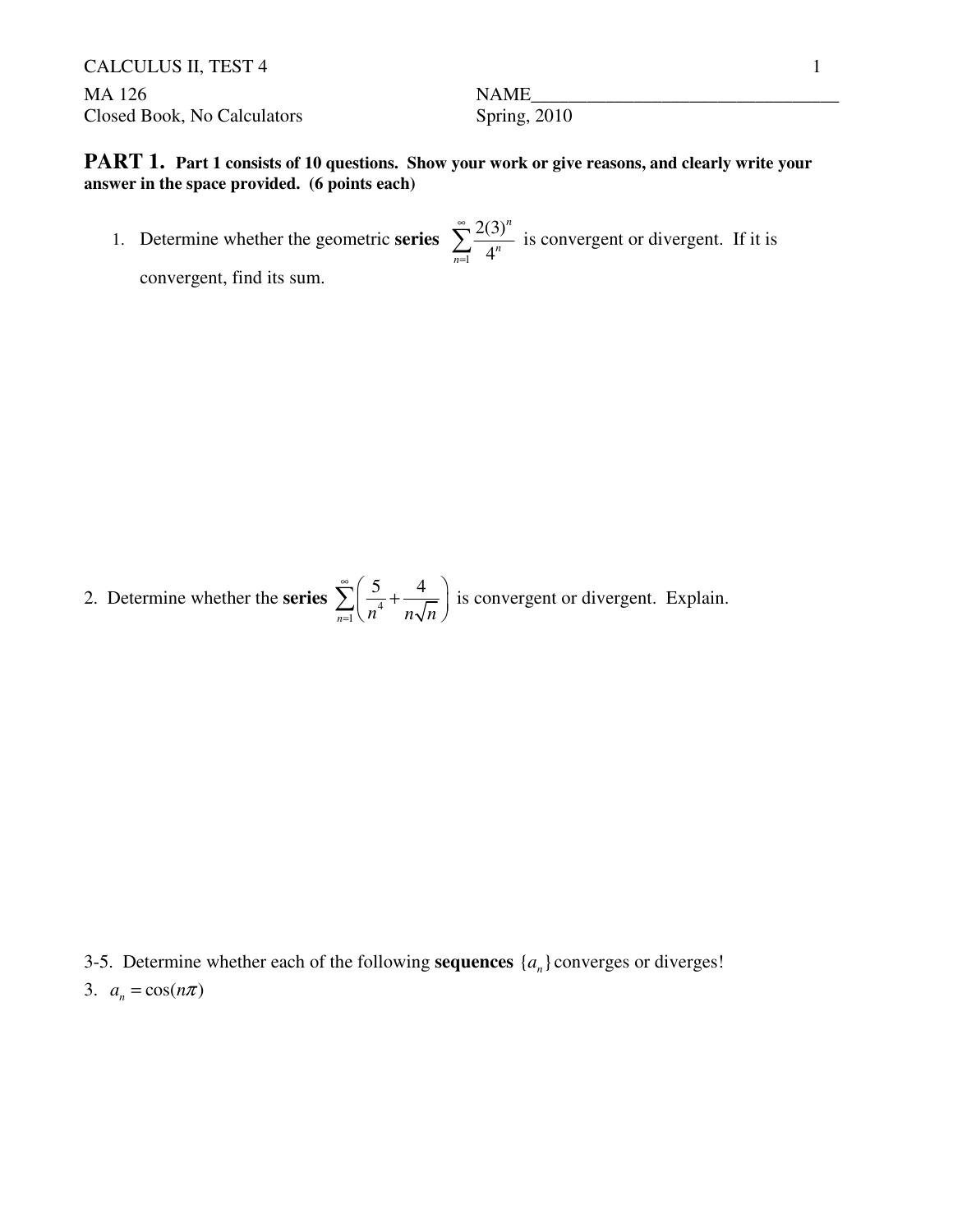CALCULUS II, TEST 4

MA 126 — NAME\_\_\_\_\_\_\_\_\_\_\_\_\_\_\_\_\_\_\_\_\_\_\_\_\_\_\_\_\_\_\_\_\_\_\_

Closed Book, No Calculators — Spring, 2010

## PART 1. Part 1 consists of 10 questions. Show your work or give reasons, and clearly write your answer in the space provided. (6 points each)

1. Determine whether the geometric **series** $\sum_{n=1}^{\infty} \frac{2(3)^n}{4^n}$ is convergent or divergent. If it is convergent, find its sum.

2. Determine whether the **series** $\sum_{n=1}^{\infty} \left( \frac{5}{n^4} + \frac{4}{n\sqrt{n}} \right)$ is convergent or divergent. Explain.

3-5. Determine whether each of the following **sequences** $\{a_n\}$ converges or diverges!

3. $a_n = \cos(n\pi)$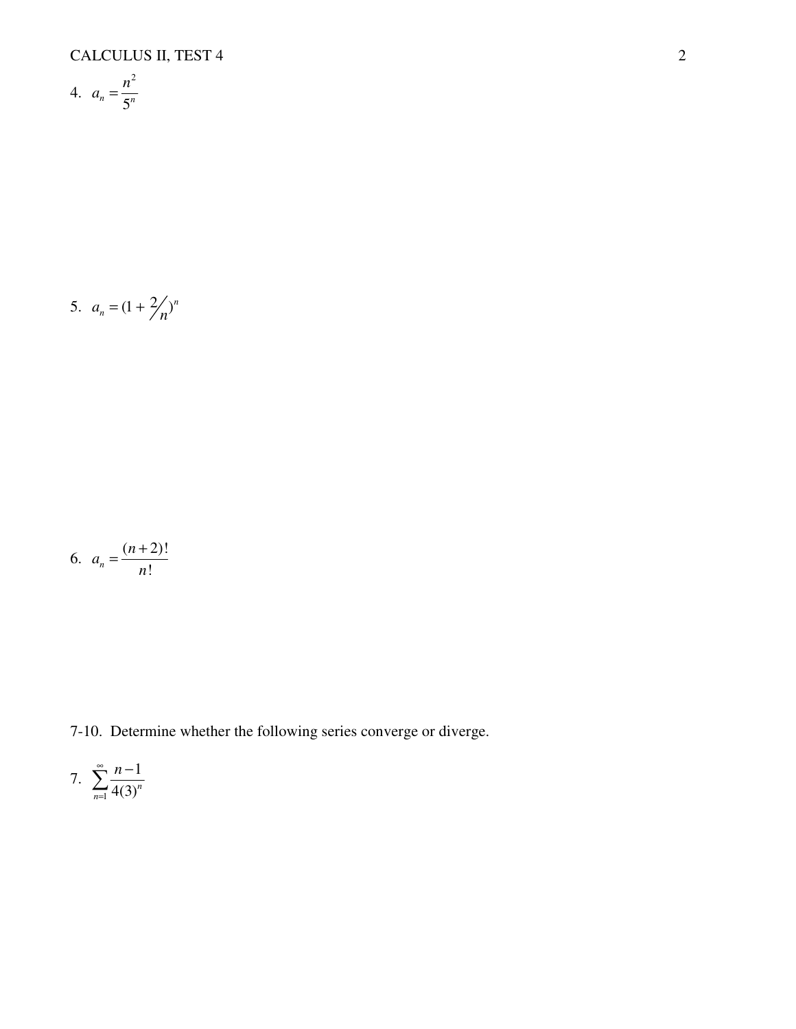4. $a_n = \dfrac{n^2}{5^n}$

5. $a_n = (1 + 2/n)^n$

6. $a_n = \dfrac{(n+2)!}{n!}$

7-10. Determine whether the following series converge or diverge.

7. $\displaystyle\sum_{n=1}^{\infty} \frac{n-1}{4(3)^n}$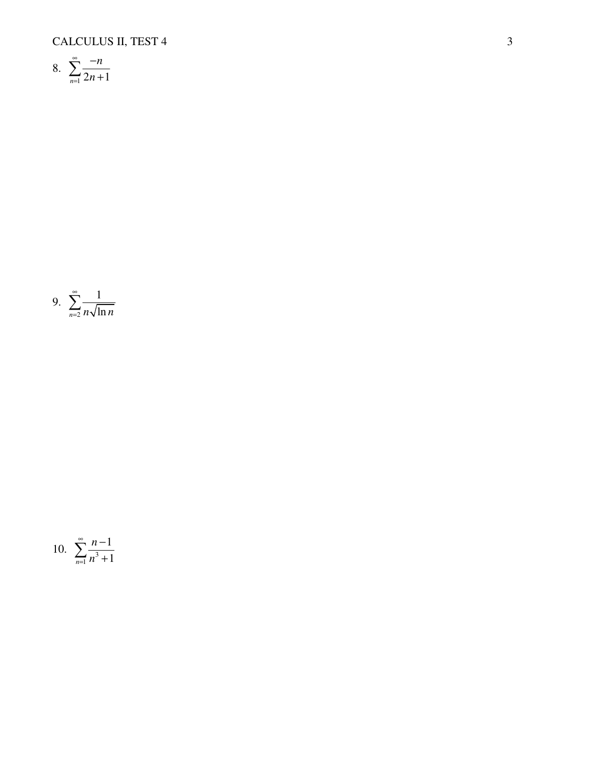8. $\displaystyle\sum_{n=1}^{\infty} \frac{-n}{2n+1}$

9. $\displaystyle\sum_{n=2}^{\infty} \frac{1}{n\sqrt{\ln n}}$

10. $\displaystyle\sum_{n=1}^{\infty} \frac{n-1}{n^3+1}$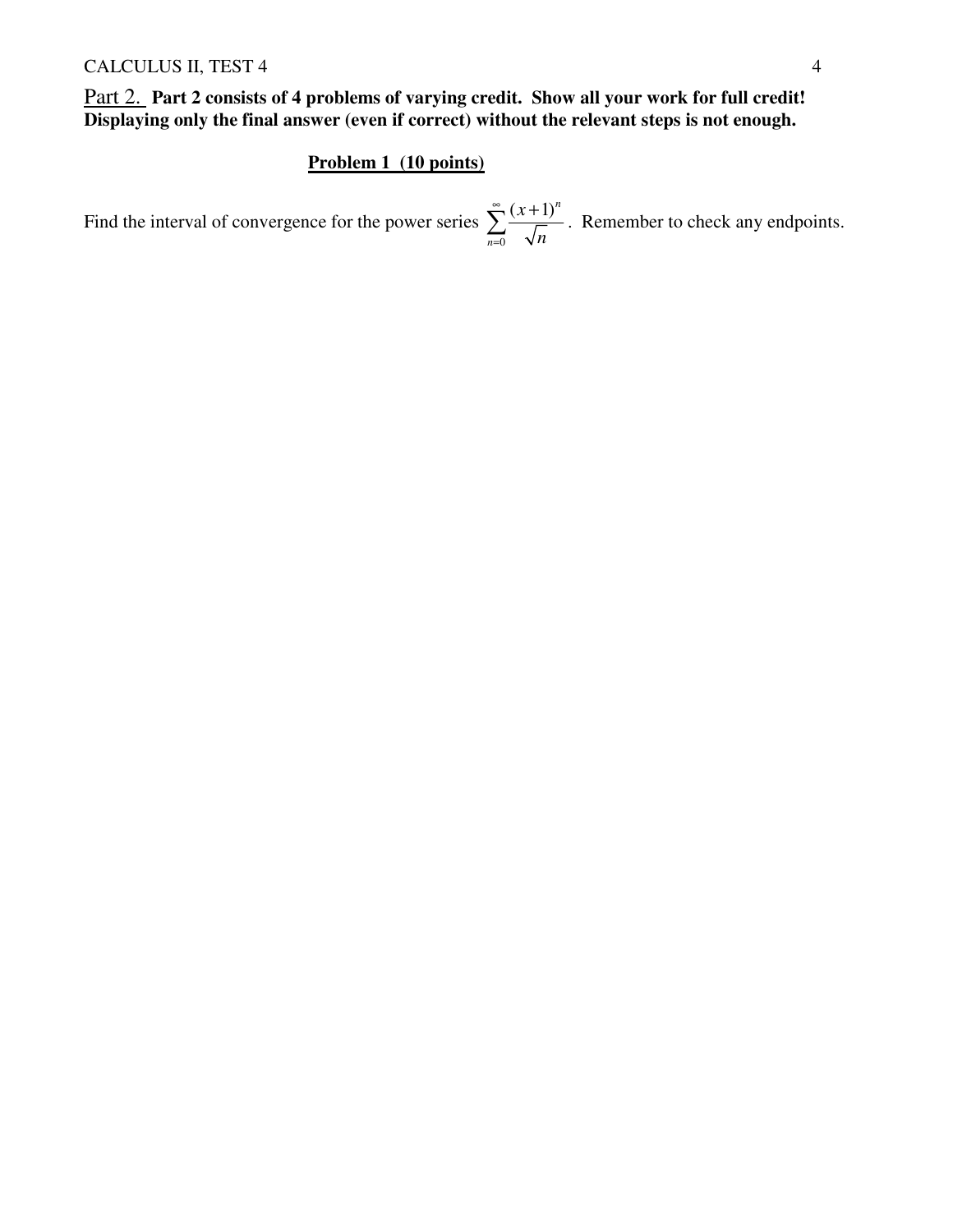Part 2. **Part 2 consists of 4 problems of varying credit. Show all your work for full credit! Displaying only the final answer (even if correct) without the relevant steps is not enough.**

**Problem 1 (10 points)**

Find the interval of convergence for the power series $\sum_{n=0}^{\infty} \frac{(x+1)^n}{\sqrt{n}}$. Remember to check any endpoints.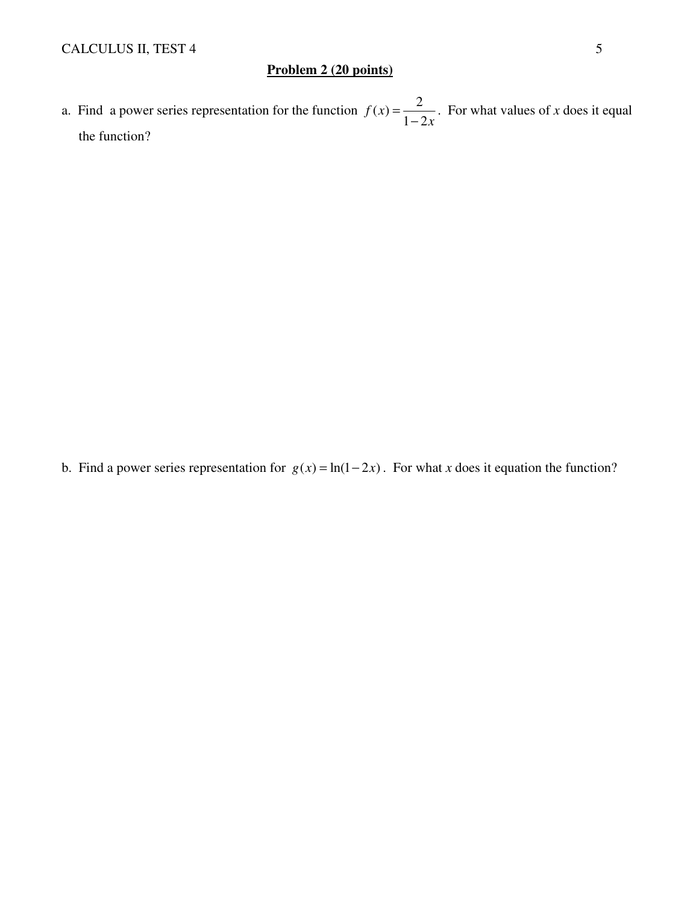## Problem 2 (20 points)

a. Find a power series representation for the function $f(x) = \dfrac{2}{1-2x}$. For what values of $x$ does it equal the function?

b. Find a power series representation for $g(x) = \ln(1-2x)$. For what $x$ does it equation the function?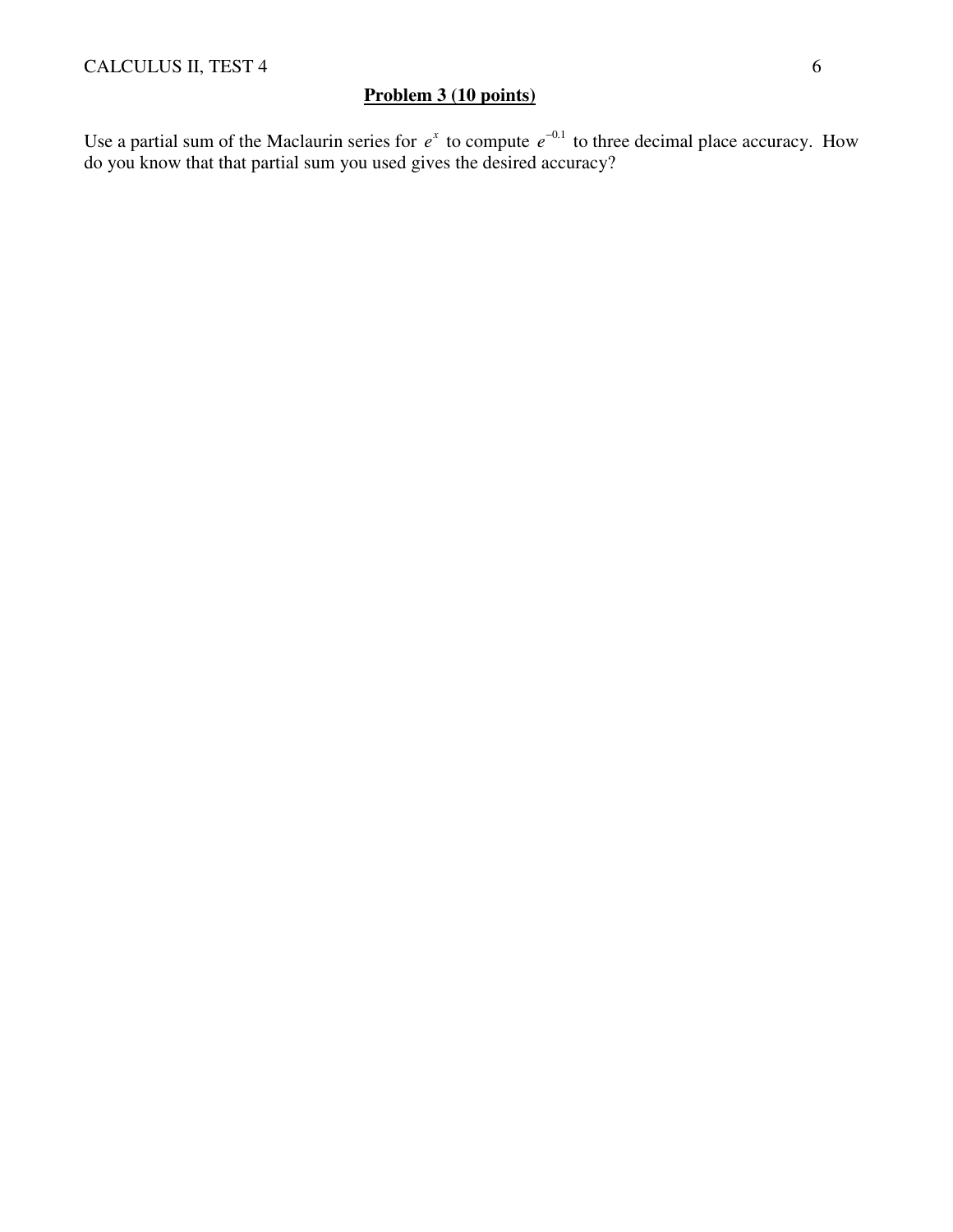**Problem 3 (10 points)**

Use a partial sum of the Maclaurin series for $e^x$ to compute $e^{-0.1}$ to three decimal place accuracy. How do you know that that partial sum you used gives the desired accuracy?